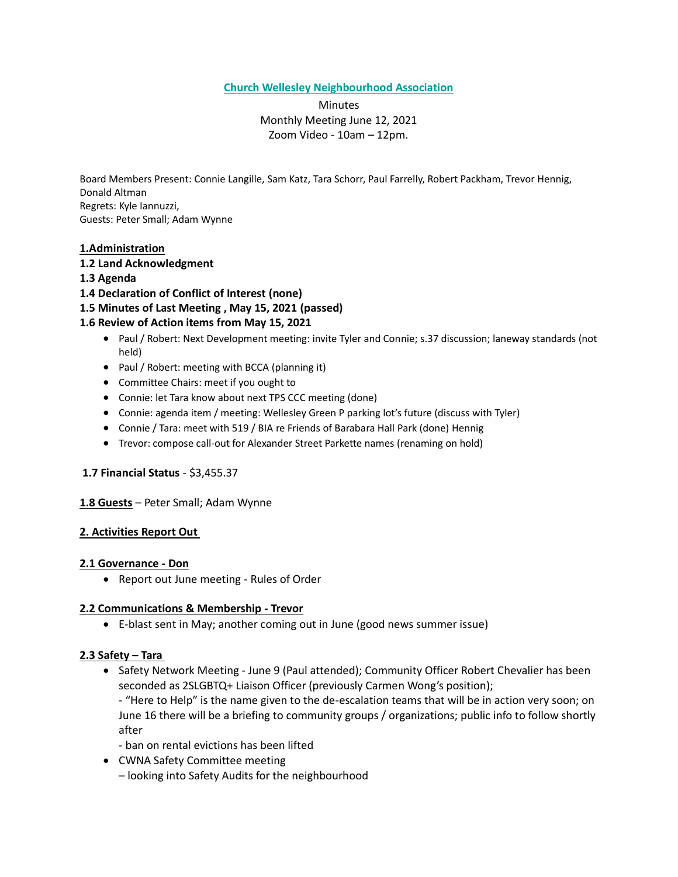**Church Wellesley Neighbourhood Association**

Minutes
Monthly Meeting June 12, 2021
Zoom Video - 10am – 12pm.

Board Members Present: Connie Langille, Sam Katz, Tara Schorr, Paul Farrelly, Robert Packham, Trevor Hennig, Donald Altman
Regrets: Kyle Iannuzzi,
Guests: Peter Small; Adam Wynne

**1.Administration**

**1.2 Land Acknowledgment**

**1.3 Agenda**

**1.4 Declaration of Conflict of Interest (none)**

**1.5 Minutes of Last Meeting , May 15, 2021 (passed)**

**1.6 Review of Action items from May 15, 2021**

- Paul / Robert: Next Development meeting: invite Tyler and Connie; s.37 discussion; laneway standards (not held)
- Paul / Robert: meeting with BCCA (planning it)
- Committee Chairs: meet if you ought to
- Connie: let Tara know about next TPS CCC meeting (done)
- Connie: agenda item / meeting: Wellesley Green P parking lot's future (discuss with Tyler)
- Connie / Tara: meet with 519 / BIA re Friends of Barabara Hall Park (done) Hennig
- Trevor: compose call-out for Alexander Street Parkette names (renaming on hold)

**1.7 Financial Status** - $3,455.37

**1.8 Guests** – Peter Small; Adam Wynne

**2. Activities Report Out**

**2.1 Governance - Don**

- Report out June meeting - Rules of Order

**2.2 Communications & Membership - Trevor**

- E-blast sent in May; another coming out in June (good news summer issue)

**2.3 Safety – Tara**

- Safety Network Meeting - June 9 (Paul attended); Community Officer Robert Chevalier has been seconded as 2SLGBTQ+ Liaison Officer (previously Carmen Wong's position);
  - "Here to Help" is the name given to the de-escalation teams that will be in action very soon; on June 16 there will be a briefing to community groups / organizations; public info to follow shortly after
  - ban on rental evictions has been lifted
- CWNA Safety Committee meeting
  – looking into Safety Audits for the neighbourhood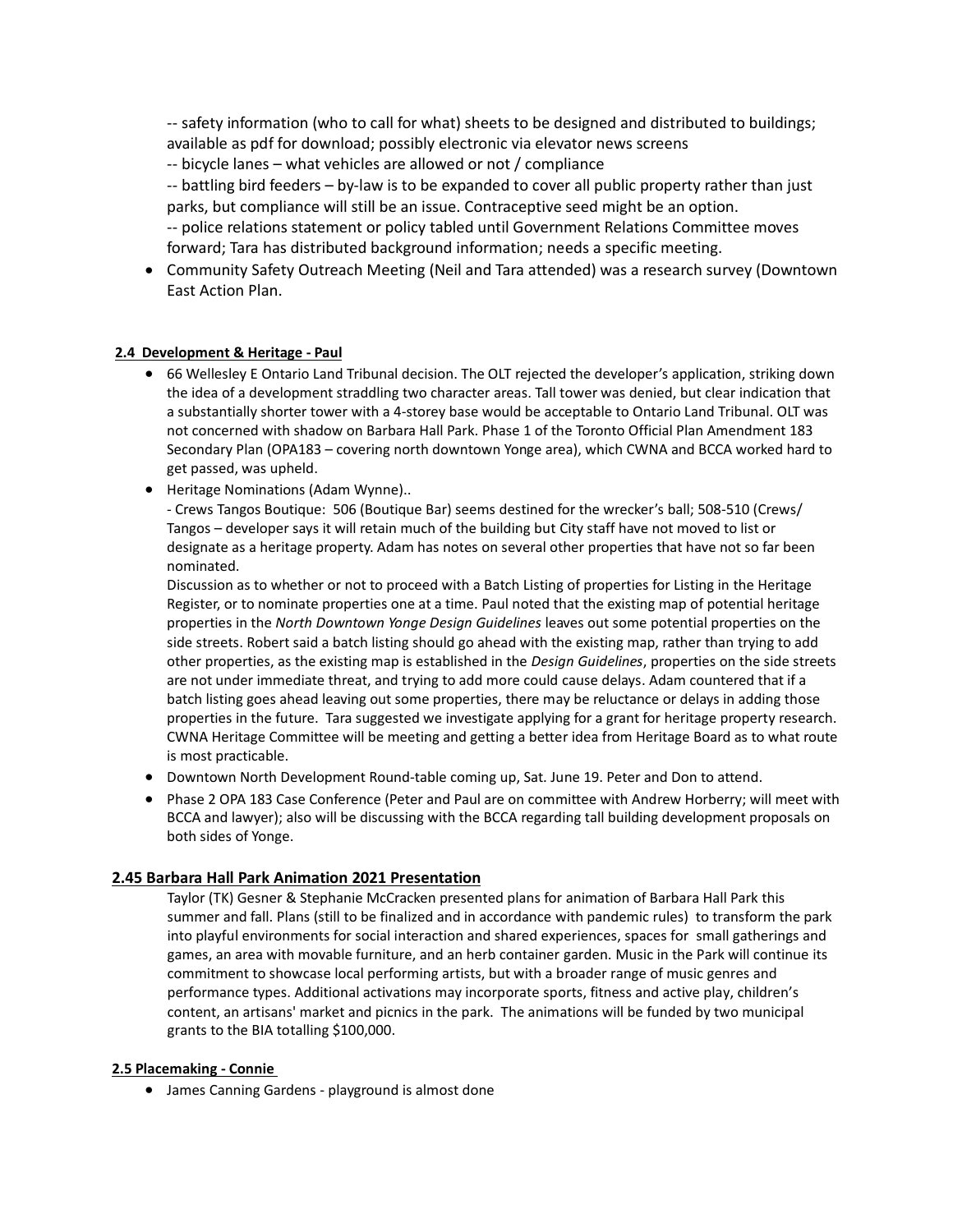-- safety information (who to call for what) sheets to be designed and distributed to buildings; available as pdf for download; possibly electronic via elevator news screens

-- bicycle lanes – what vehicles are allowed or not / compliance

-- battling bird feeders – by-law is to be expanded to cover all public property rather than just parks, but compliance will still be an issue. Contraceptive seed might be an option.

-- police relations statement or policy tabled until Government Relations Committee moves forward; Tara has distributed background information; needs a specific meeting.

- Community Safety Outreach Meeting (Neil and Tara attended) was a research survey (Downtown East Action Plan.

**2.4 Development & Heritage - Paul**

- 66 Wellesley E Ontario Land Tribunal decision. The OLT rejected the developer's application, striking down the idea of a development straddling two character areas. Tall tower was denied, but clear indication that a substantially shorter tower with a 4-storey base would be acceptable to Ontario Land Tribunal. OLT was not concerned with shadow on Barbara Hall Park. Phase 1 of the Toronto Official Plan Amendment 183 Secondary Plan (OPA183 – covering north downtown Yonge area), which CWNA and BCCA worked hard to get passed, was upheld.
- Heritage Nominations (Adam Wynne)..

  - Crews Tangos Boutique: 506 (Boutique Bar) seems destined for the wrecker's ball; 508-510 (Crews/ Tangos – developer says it will retain much of the building but City staff have not moved to list or designate as a heritage property. Adam has notes on several other properties that have not so far been nominated.

  Discussion as to whether or not to proceed with a Batch Listing of properties for Listing in the Heritage Register, or to nominate properties one at a time. Paul noted that the existing map of potential heritage properties in the *North Downtown Yonge Design Guidelines* leaves out some potential properties on the side streets. Robert said a batch listing should go ahead with the existing map, rather than trying to add other properties, as the existing map is established in the *Design Guidelines*, properties on the side streets are not under immediate threat, and trying to add more could cause delays. Adam countered that if a batch listing goes ahead leaving out some properties, there may be reluctance or delays in adding those properties in the future. Tara suggested we investigate applying for a grant for heritage property research. CWNA Heritage Committee will be meeting and getting a better idea from Heritage Board as to what route is most practicable.
- Downtown North Development Round-table coming up, Sat. June 19. Peter and Don to attend.
- Phase 2 OPA 183 Case Conference (Peter and Paul are on committee with Andrew Horberry; will meet with BCCA and lawyer); also will be discussing with the BCCA regarding tall building development proposals on both sides of Yonge.

**2.45 Barbara Hall Park Animation 2021 Presentation**

Taylor (TK) Gesner & Stephanie McCracken presented plans for animation of Barbara Hall Park this summer and fall. Plans (still to be finalized and in accordance with pandemic rules) to transform the park into playful environments for social interaction and shared experiences, spaces for small gatherings and games, an area with movable furniture, and an herb container garden. Music in the Park will continue its commitment to showcase local performing artists, but with a broader range of music genres and performance types. Additional activations may incorporate sports, fitness and active play, children's content, an artisans' market and picnics in the park. The animations will be funded by two municipal grants to the BIA totalling $100,000.

**2.5 Placemaking - Connie**

- James Canning Gardens - playground is almost done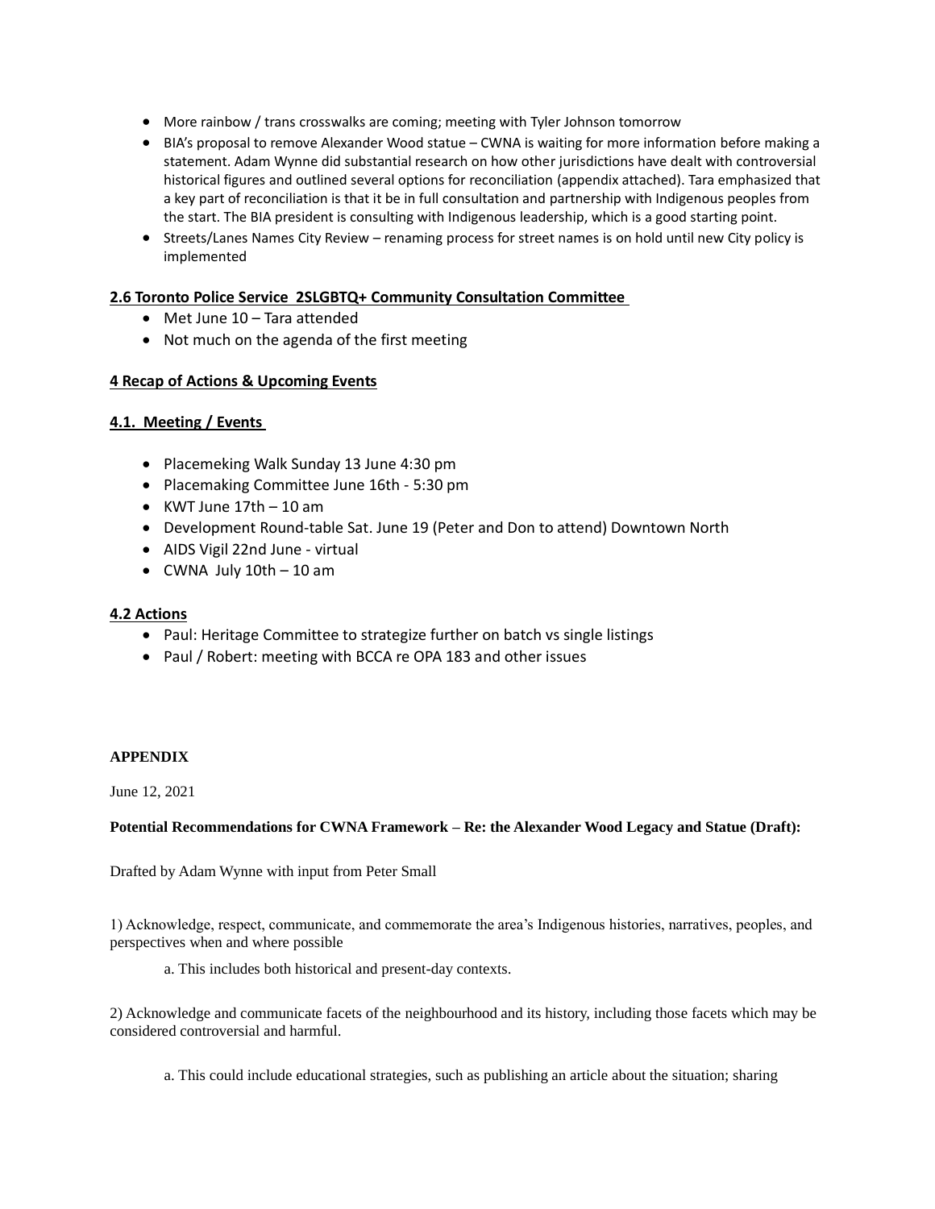- More rainbow / trans crosswalks are coming; meeting with Tyler Johnson tomorrow
- BIA's proposal to remove Alexander Wood statue – CWNA is waiting for more information before making a statement. Adam Wynne did substantial research on how other jurisdictions have dealt with controversial historical figures and outlined several options for reconciliation (appendix attached). Tara emphasized that a key part of reconciliation is that it be in full consultation and partnership with Indigenous peoples from the start. The BIA president is consulting with Indigenous leadership, which is a good starting point.
- Streets/Lanes Names City Review – renaming process for street names is on hold until new City policy is implemented

**2.6 Toronto Police Service 2SLGBTQ+ Community Consultation Committee**

- Met June 10 – Tara attended
- Not much on the agenda of the first meeting

**4 Recap of Actions & Upcoming Events**

**4.1. Meeting / Events**

- Placemeking Walk Sunday 13 June 4:30 pm
- Placemaking Committee June 16th - 5:30 pm
- KWT June 17th – 10 am
- Development Round-table Sat. June 19 (Peter and Don to attend) Downtown North
- AIDS Vigil 22nd June - virtual
- CWNA July 10th – 10 am

**4.2 Actions**

- Paul: Heritage Committee to strategize further on batch vs single listings
- Paul / Robert: meeting with BCCA re OPA 183 and other issues

**APPENDIX**

June 12, 2021

**Potential Recommendations for CWNA Framework – Re: the Alexander Wood Legacy and Statue (Draft):**

Drafted by Adam Wynne with input from Peter Small

1) Acknowledge, respect, communicate, and commemorate the area's Indigenous histories, narratives, peoples, and perspectives when and where possible

a. This includes both historical and present-day contexts.

2) Acknowledge and communicate facets of the neighbourhood and its history, including those facets which may be considered controversial and harmful.

a. This could include educational strategies, such as publishing an article about the situation; sharing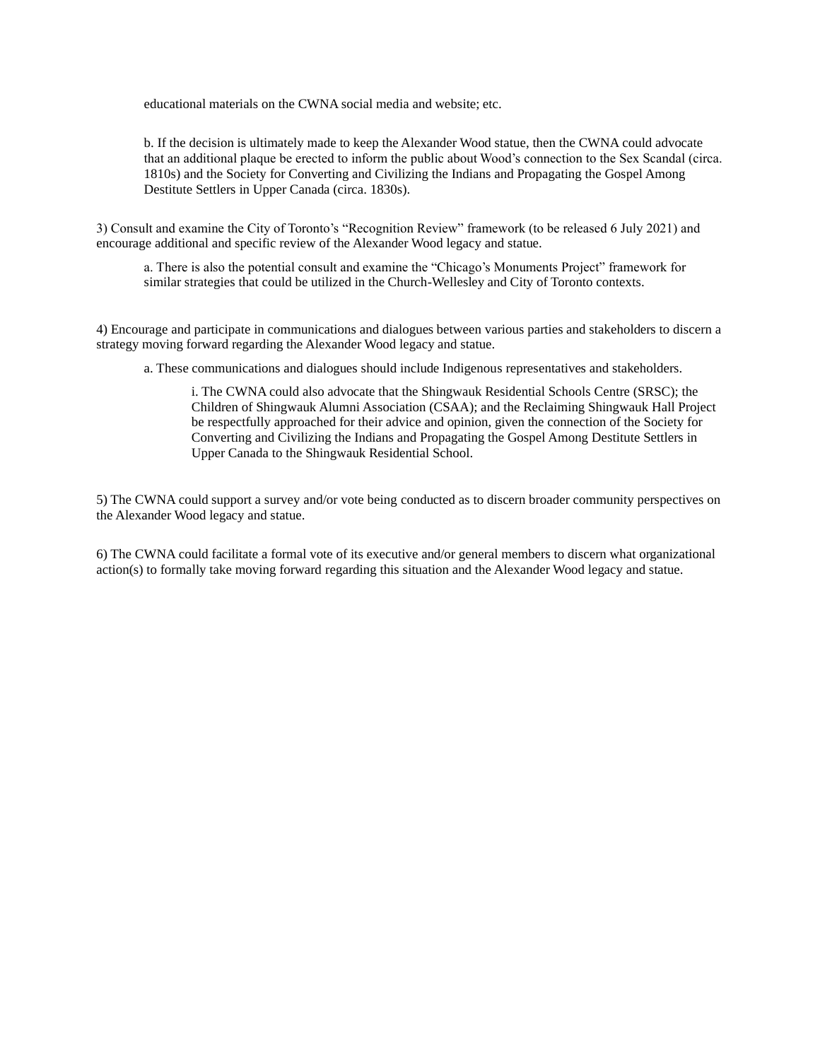educational materials on the CWNA social media and website; etc.

b. If the decision is ultimately made to keep the Alexander Wood statue, then the CWNA could advocate that an additional plaque be erected to inform the public about Wood's connection to the Sex Scandal (circa. 1810s) and the Society for Converting and Civilizing the Indians and Propagating the Gospel Among Destitute Settlers in Upper Canada (circa. 1830s).

3) Consult and examine the City of Toronto's "Recognition Review" framework (to be released 6 July 2021) and encourage additional and specific review of the Alexander Wood legacy and statue.

a. There is also the potential consult and examine the "Chicago's Monuments Project" framework for similar strategies that could be utilized in the Church-Wellesley and City of Toronto contexts.

4) Encourage and participate in communications and dialogues between various parties and stakeholders to discern a strategy moving forward regarding the Alexander Wood legacy and statue.

a. These communications and dialogues should include Indigenous representatives and stakeholders.

i. The CWNA could also advocate that the Shingwauk Residential Schools Centre (SRSC); the Children of Shingwauk Alumni Association (CSAA); and the Reclaiming Shingwauk Hall Project be respectfully approached for their advice and opinion, given the connection of the Society for Converting and Civilizing the Indians and Propagating the Gospel Among Destitute Settlers in Upper Canada to the Shingwauk Residential School.

5) The CWNA could support a survey and/or vote being conducted as to discern broader community perspectives on the Alexander Wood legacy and statue.

6) The CWNA could facilitate a formal vote of its executive and/or general members to discern what organizational action(s) to formally take moving forward regarding this situation and the Alexander Wood legacy and statue.